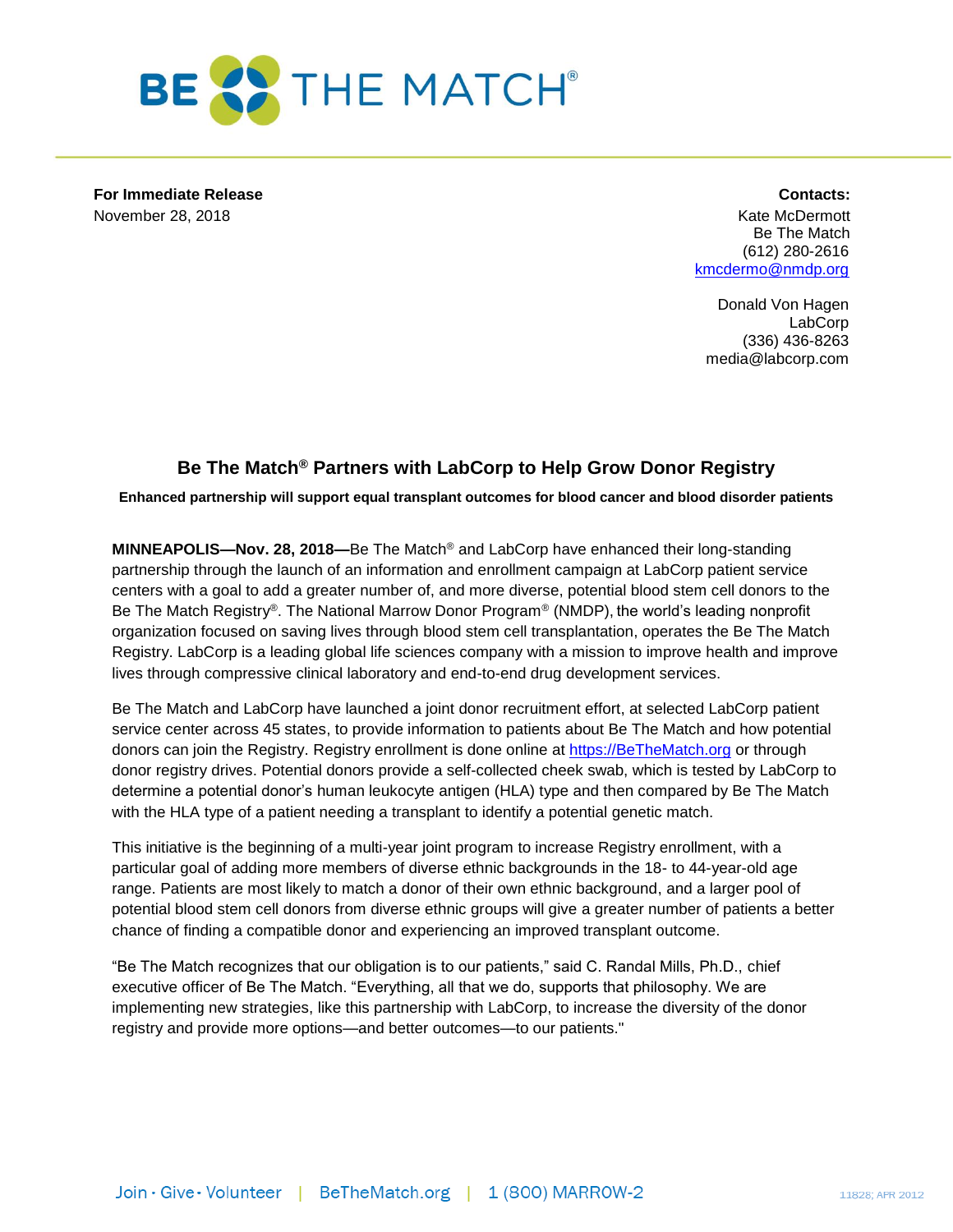**For Immediate Release**
November 28, 2018

**Contacts:**
Kate McDermott
Be The Match
(612) 280-2616
kmcdermo@nmdp.org

Donald Von Hagen
LabCorp
(336) 436-8263
media@labcorp.com

## Be The Match® Partners with LabCorp to Help Grow Donor Registry

**Enhanced partnership will support equal transplant outcomes for blood cancer and blood disorder patients**

**MINNEAPOLIS—Nov. 28, 2018—**Be The Match® and LabCorp have enhanced their long-standing partnership through the launch of an information and enrollment campaign at LabCorp patient service centers with a goal to add a greater number of, and more diverse, potential blood stem cell donors to the Be The Match Registry®. The National Marrow Donor Program® (NMDP), the world's leading nonprofit organization focused on saving lives through blood stem cell transplantation, operates the Be The Match Registry. LabCorp is a leading global life sciences company with a mission to improve health and improve lives through compressive clinical laboratory and end-to-end drug development services.

Be The Match and LabCorp have launched a joint donor recruitment effort, at selected LabCorp patient service center across 45 states, to provide information to patients about Be The Match and how potential donors can join the Registry. Registry enrollment is done online at https://BeTheMatch.org or through donor registry drives. Potential donors provide a self-collected cheek swab, which is tested by LabCorp to determine a potential donor's human leukocyte antigen (HLA) type and then compared by Be The Match with the HLA type of a patient needing a transplant to identify a potential genetic match.

This initiative is the beginning of a multi-year joint program to increase Registry enrollment, with a particular goal of adding more members of diverse ethnic backgrounds in the 18- to 44-year-old age range. Patients are most likely to match a donor of their own ethnic background, and a larger pool of potential blood stem cell donors from diverse ethnic groups will give a greater number of patients a better chance of finding a compatible donor and experiencing an improved transplant outcome.

"Be The Match recognizes that our obligation is to our patients," said C. Randal Mills, Ph.D., chief executive officer of Be The Match. "Everything, all that we do, supports that philosophy. We are implementing new strategies, like this partnership with LabCorp, to increase the diversity of the donor registry and provide more options—and better outcomes—to our patients."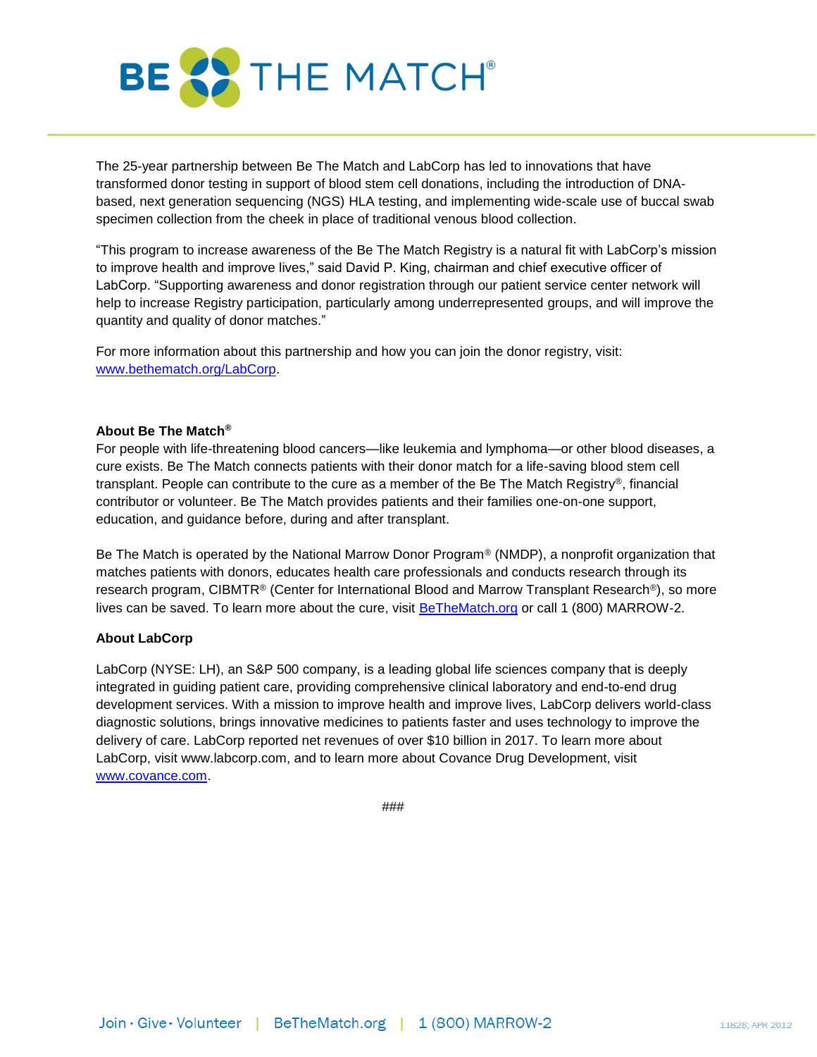The 25-year partnership between Be The Match and LabCorp has led to innovations that have transformed donor testing in support of blood stem cell donations, including the introduction of DNA-based, next generation sequencing (NGS) HLA testing, and implementing wide-scale use of buccal swab specimen collection from the cheek in place of traditional venous blood collection.

"This program to increase awareness of the Be The Match Registry is a natural fit with LabCorp's mission to improve health and improve lives," said David P. King, chairman and chief executive officer of LabCorp. "Supporting awareness and donor registration through our patient service center network will help to increase Registry participation, particularly among underrepresented groups, and will improve the quantity and quality of donor matches."

For more information about this partnership and how you can join the donor registry, visit: www.bethematch.org/LabCorp.

**About Be The Match®**

For people with life-threatening blood cancers—like leukemia and lymphoma—or other blood diseases, a cure exists. Be The Match connects patients with their donor match for a life-saving blood stem cell transplant. People can contribute to the cure as a member of the Be The Match Registry®, financial contributor or volunteer. Be The Match provides patients and their families one-on-one support, education, and guidance before, during and after transplant.

Be The Match is operated by the National Marrow Donor Program® (NMDP), a nonprofit organization that matches patients with donors, educates health care professionals and conducts research through its research program, CIBMTR® (Center for International Blood and Marrow Transplant Research®), so more lives can be saved. To learn more about the cure, visit BeTheMatch.org or call 1 (800) MARROW-2.

**About LabCorp**

LabCorp (NYSE: LH), an S&P 500 company, is a leading global life sciences company that is deeply integrated in guiding patient care, providing comprehensive clinical laboratory and end-to-end drug development services. With a mission to improve health and improve lives, LabCorp delivers world-class diagnostic solutions, brings innovative medicines to patients faster and uses technology to improve the delivery of care. LabCorp reported net revenues of over $10 billion in 2017. To learn more about LabCorp, visit www.labcorp.com, and to learn more about Covance Drug Development, visit www.covance.com.

###